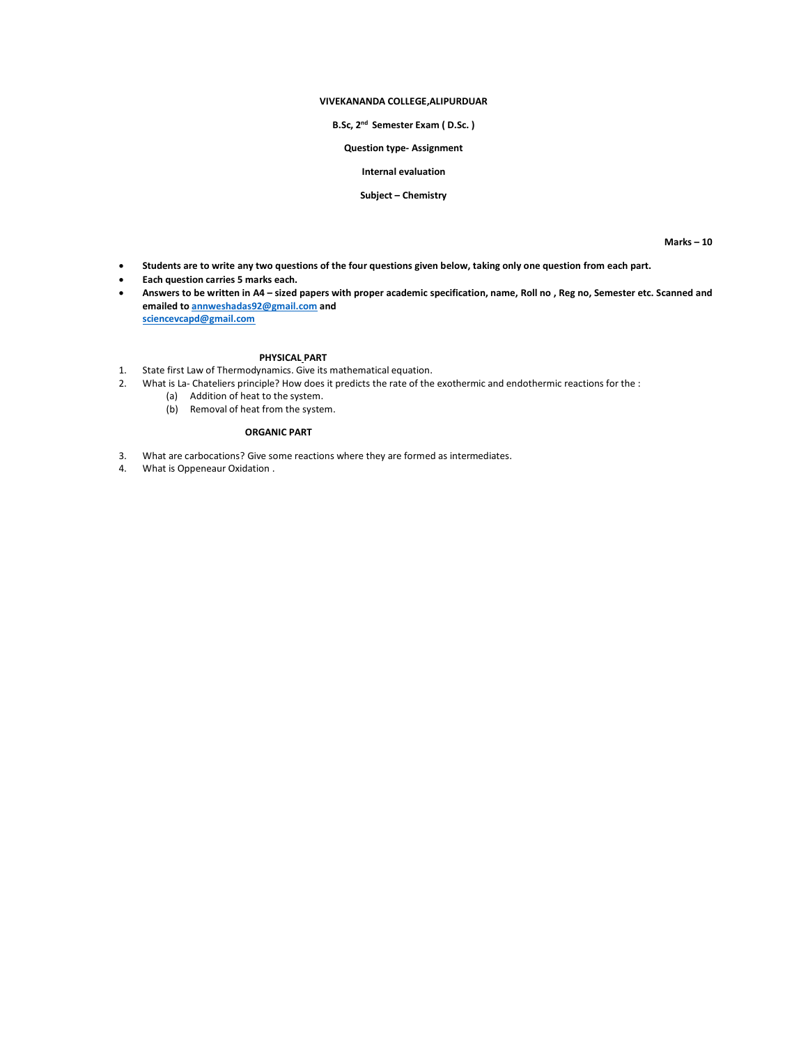**VIVEKANANDA COLLEGE,ALIPURDUAR**

**B.Sc, 2nd Semester Exam ( D.Sc. )**

**Question type- Assignment**

**Internal evaluation**

**Subject – Chemistry**

**Marks – 10**

- **Students are to write any two questions of the four questions given below, taking only one question from each part.**
- **Each question carries 5 marks each.**
- **Answers to be written in A4 – sized papers with proper academic specification, name, Roll no , Reg no, Semester etc. Scanned and emailed to annweshadas92@gmail.com and sciencevcapd@gmail.com**

**PHYSICAL PART**

1. State first Law of Thermodynamics. Give its mathematical equation.
2. What is La- Chateliers principle? How does it predicts the rate of the exothermic and endothermic reactions for the :
   (a) Addition of heat to the system.
   (b) Removal of heat from the system.

**ORGANIC PART**

3. What are carbocations? Give some reactions where they are formed as intermediates.
4. What is Oppeneaur Oxidation .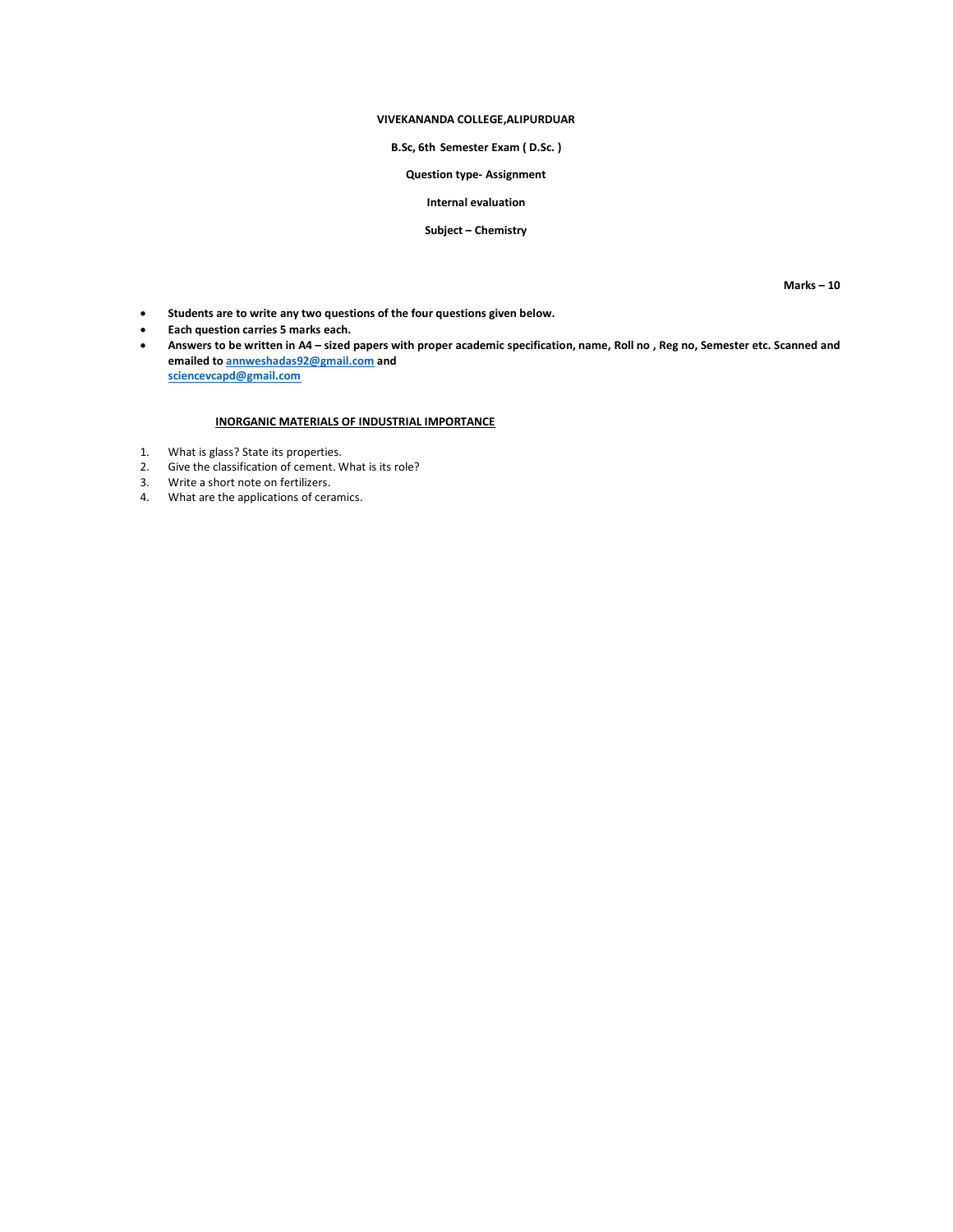**VIVEKANANDA COLLEGE,ALIPURDUAR**

**B.Sc, 6th Semester Exam ( D.Sc. )**

**Question type- Assignment**

**Internal evaluation**

**Subject – Chemistry**

**Marks – 10**

- **Students are to write any two questions of the four questions given below.**
- **Each question carries 5 marks each.**
- **Answers to be written in A4 – sized papers with proper academic specification, name, Roll no , Reg no, Semester etc. Scanned and emailed to [annweshadas92@gmail.com](mailto:annweshadas92@gmail.com) and [sciencevcapd@gmail.com](mailto:sciencevcapd@gmail.com)**

**INORGANIC MATERIALS OF INDUSTRIAL IMPORTANCE**

1. What is glass? State its properties.
2. Give the classification of cement. What is its role?
3. Write a short note on fertilizers.
4. What are the applications of ceramics.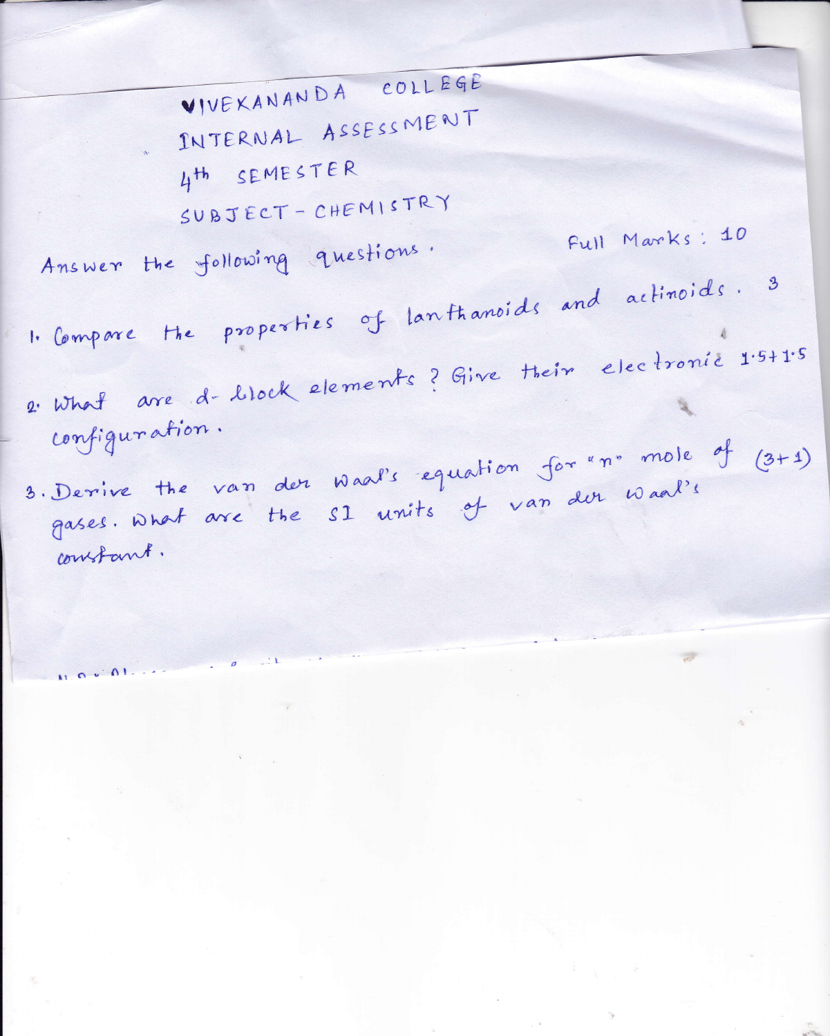VIVEKANANDA COLLEGE

INTERNAL ASSESSMENT

4th SEMESTER

SUBJECT - CHEMISTRY

Answer the following questions. Full Marks : 10

1. Compare the properties of lanthanoids and actinoids. 3

2. What are d-block elements? Give their electronic configuration. 1.5+1.5

3. Derive the van der Waal's equation for "n" mole of gases. What are the SI units of van der Waal's constant. (3+1)